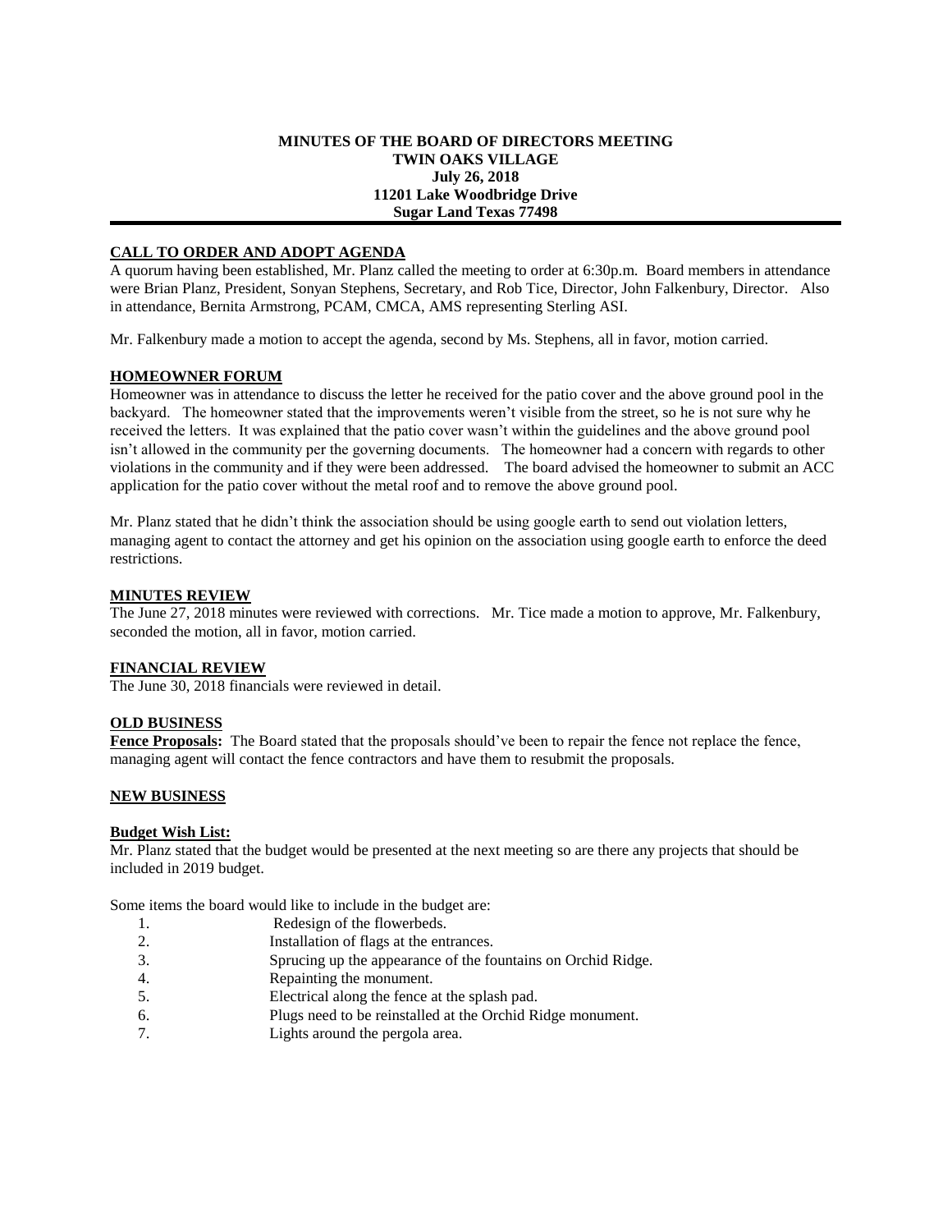**MINUTES OF THE BOARD OF DIRECTORS MEETING**
**TWIN OAKS VILLAGE**
**July 26, 2018**
**11201 Lake Woodbridge Drive**
**Sugar Land Texas 77498**

---

## CALL TO ORDER AND ADOPT AGENDA

A quorum having been established, Mr. Planz called the meeting to order at 6:30p.m. Board members in attendance were Brian Planz, President, Sonyan Stephens, Secretary, and Rob Tice, Director, John Falkenbury, Director. Also in attendance, Bernita Armstrong, PCAM, CMCA, AMS representing Sterling ASI.

Mr. Falkenbury made a motion to accept the agenda, second by Ms. Stephens, all in favor, motion carried.

## HOMEOWNER FORUM

Homeowner was in attendance to discuss the letter he received for the patio cover and the above ground pool in the backyard. The homeowner stated that the improvements weren't visible from the street, so he is not sure why he received the letters. It was explained that the patio cover wasn't within the guidelines and the above ground pool isn't allowed in the community per the governing documents. The homeowner had a concern with regards to other violations in the community and if they were been addressed. The board advised the homeowner to submit an ACC application for the patio cover without the metal roof and to remove the above ground pool.

Mr. Planz stated that he didn't think the association should be using google earth to send out violation letters, managing agent to contact the attorney and get his opinion on the association using google earth to enforce the deed restrictions.

## MINUTES REVIEW

The June 27, 2018 minutes were reviewed with corrections. Mr. Tice made a motion to approve, Mr. Falkenbury, seconded the motion, all in favor, motion carried.

## FINANCIAL REVIEW

The June 30, 2018 financials were reviewed in detail.

## OLD BUSINESS

**Fence Proposals:** The Board stated that the proposals should've been to repair the fence not replace the fence, managing agent will contact the fence contractors and have them to resubmit the proposals.

## NEW BUSINESS

### Budget Wish List:

Mr. Planz stated that the budget would be presented at the next meeting so are there any projects that should be included in 2019 budget.

Some items the board would like to include in the budget are:

1. Redesign of the flowerbeds.
2. Installation of flags at the entrances.
3. Sprucing up the appearance of the fountains on Orchid Ridge.
4. Repainting the monument.
5. Electrical along the fence at the splash pad.
6. Plugs need to be reinstalled at the Orchid Ridge monument.
7. Lights around the pergola area.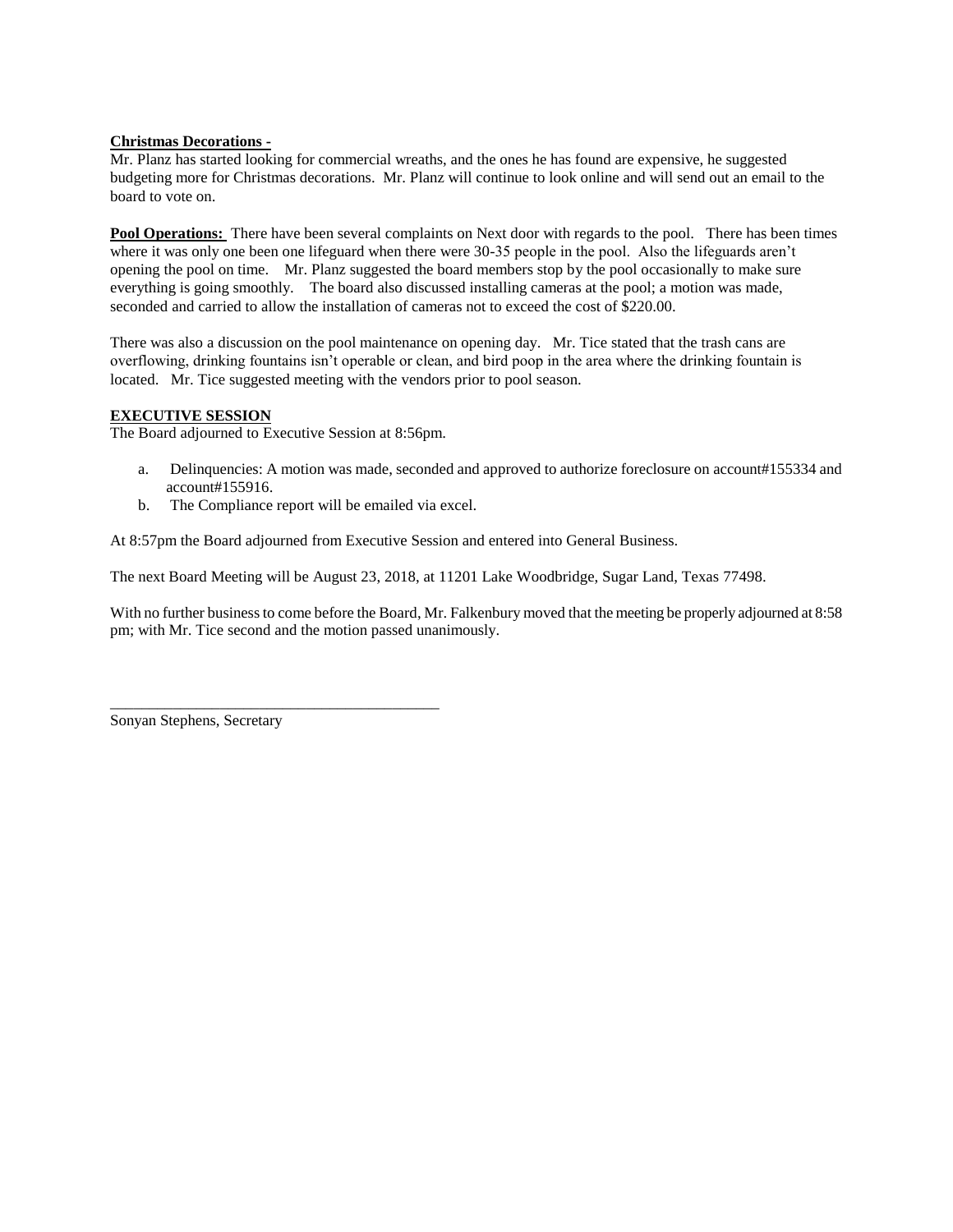**Christmas Decorations -**

Mr. Planz has started looking for commercial wreaths, and the ones he has found are expensive, he suggested budgeting more for Christmas decorations. Mr. Planz will continue to look online and will send out an email to the board to vote on.

**Pool Operations:** There have been several complaints on Next door with regards to the pool. There has been times where it was only one been one lifeguard when there were 30-35 people in the pool. Also the lifeguards aren't opening the pool on time. Mr. Planz suggested the board members stop by the pool occasionally to make sure everything is going smoothly. The board also discussed installing cameras at the pool; a motion was made, seconded and carried to allow the installation of cameras not to exceed the cost of $220.00.

There was also a discussion on the pool maintenance on opening day. Mr. Tice stated that the trash cans are overflowing, drinking fountains isn't operable or clean, and bird poop in the area where the drinking fountain is located. Mr. Tice suggested meeting with the vendors prior to pool season.

**EXECUTIVE SESSION**

The Board adjourned to Executive Session at 8:56pm.

a. Delinquencies: A motion was made, seconded and approved to authorize foreclosure on account#155334 and account#155916.
b. The Compliance report will be emailed via excel.

At 8:57pm the Board adjourned from Executive Session and entered into General Business.

The next Board Meeting will be August 23, 2018, at 11201 Lake Woodbridge, Sugar Land, Texas 77498.

With no further business to come before the Board, Mr. Falkenbury moved that the meeting be properly adjourned at 8:58 pm; with Mr. Tice second and the motion passed unanimously.

\_\_\_\_\_\_\_\_\_\_\_\_\_\_\_\_\_\_\_\_\_\_\_\_\_\_\_\_\_\_\_\_\_\_\_\_\_\_\_\_\_\_\_\_

Sonyan Stephens, Secretary